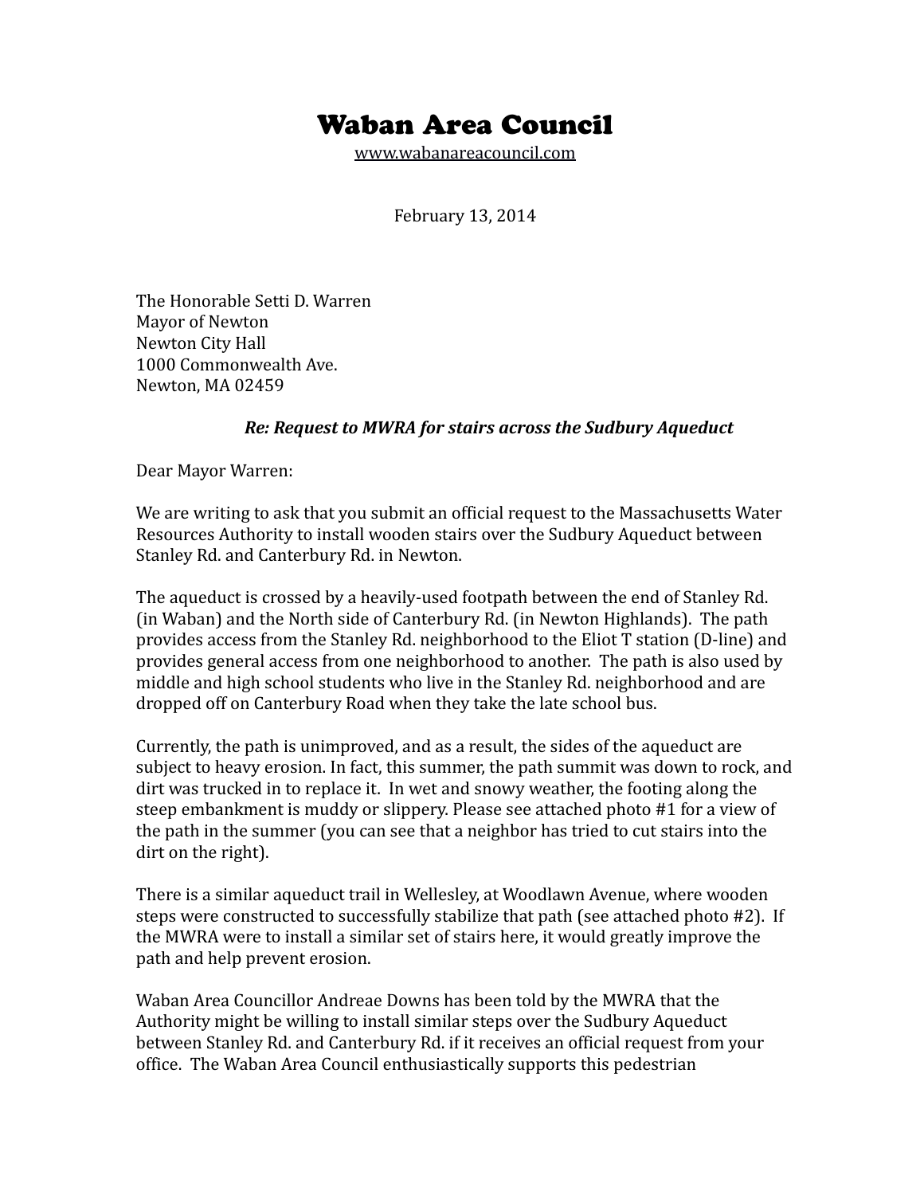# Waban Area Council

www.wabanareacouncil.com

February 13, 2014

The Honorable Setti D. Warren
Mayor of Newton
Newton City Hall
1000 Commonwealth Ave.
Newton, MA 02459

***Re: Request to MWRA for stairs across the Sudbury Aqueduct***

Dear Mayor Warren:

We are writing to ask that you submit an official request to the Massachusetts Water Resources Authority to install wooden stairs over the Sudbury Aqueduct between Stanley Rd. and Canterbury Rd. in Newton.

The aqueduct is crossed by a heavily-used footpath between the end of Stanley Rd. (in Waban) and the North side of Canterbury Rd. (in Newton Highlands). The path provides access from the Stanley Rd. neighborhood to the Eliot T station (D-line) and provides general access from one neighborhood to another. The path is also used by middle and high school students who live in the Stanley Rd. neighborhood and are dropped off on Canterbury Road when they take the late school bus.

Currently, the path is unimproved, and as a result, the sides of the aqueduct are subject to heavy erosion. In fact, this summer, the path summit was down to rock, and dirt was trucked in to replace it. In wet and snowy weather, the footing along the steep embankment is muddy or slippery. Please see attached photo #1 for a view of the path in the summer (you can see that a neighbor has tried to cut stairs into the dirt on the right).

There is a similar aqueduct trail in Wellesley, at Woodlawn Avenue, where wooden steps were constructed to successfully stabilize that path (see attached photo #2). If the MWRA were to install a similar set of stairs here, it would greatly improve the path and help prevent erosion.

Waban Area Councillor Andreae Downs has been told by the MWRA that the Authority might be willing to install similar steps over the Sudbury Aqueduct between Stanley Rd. and Canterbury Rd. if it receives an official request from your office. The Waban Area Council enthusiastically supports this pedestrian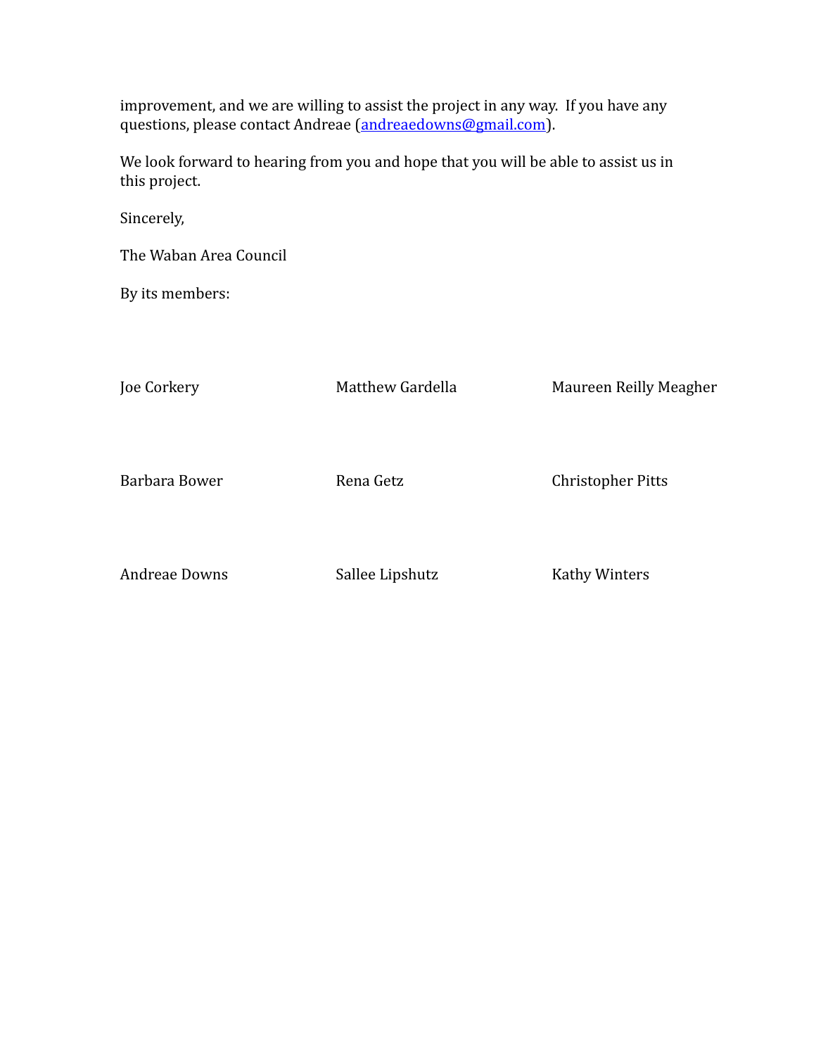improvement, and we are willing to assist the project in any way.  If you have any questions, please contact Andreae (andreaedowns@gmail.com).

We look forward to hearing from you and hope that you will be able to assist us in this project.

Sincerely,

The Waban Area Council

By its members:

| | | |
|---|---|---|
| Joe Corkery | Matthew Gardella | Maureen Reilly Meagher |
| Barbara Bower | Rena Getz | Christopher Pitts |
| Andreae Downs | Sallee Lipshutz | Kathy Winters |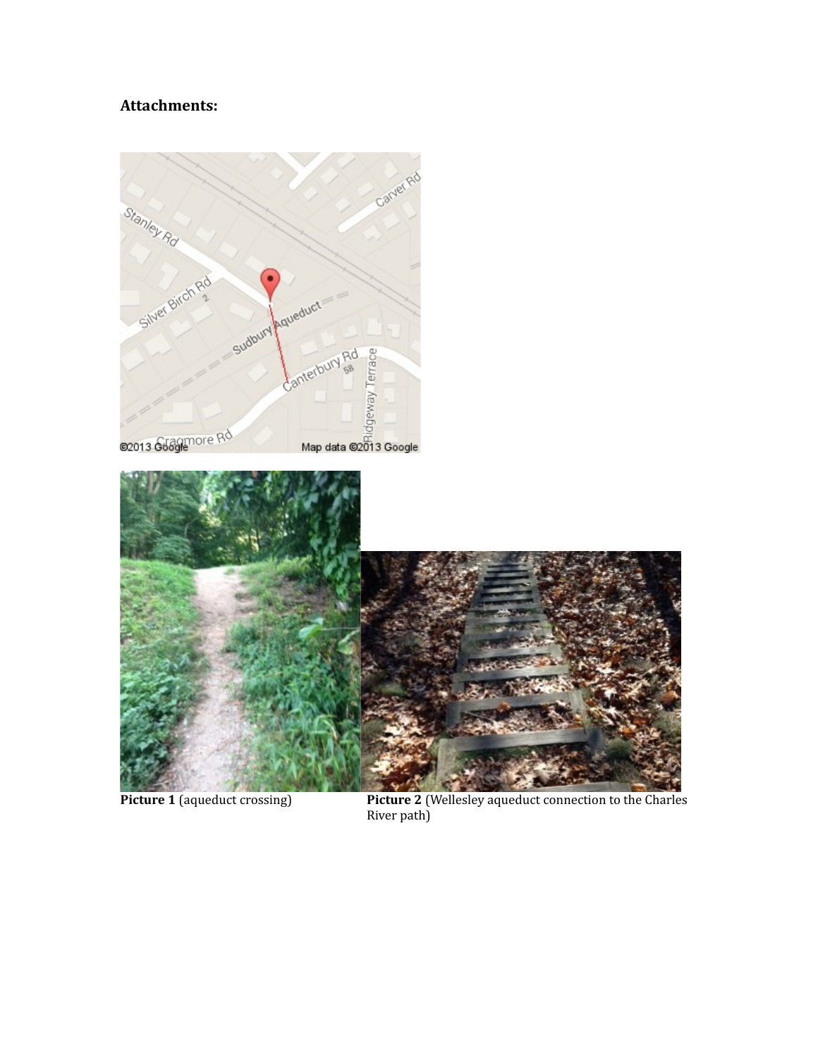**Attachments:**

**Picture 1** (aqueduct crossing)

**Picture 2** (Wellesley aqueduct connection to the Charles River path)